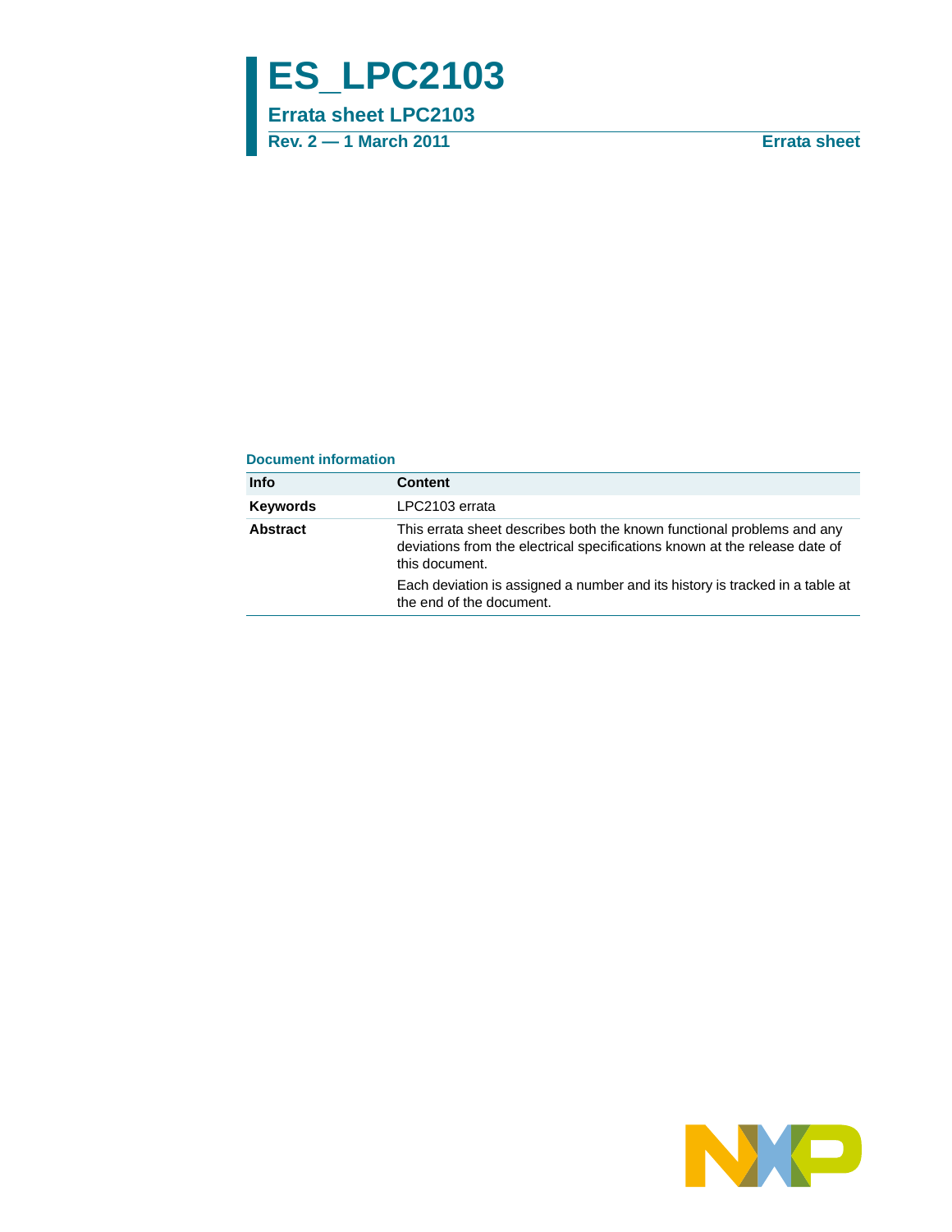# ES_LPC2103

## Errata sheet LPC2103

**Rev. 2 — 1 March 2011** **Errata sheet**

### Document information

| Info | Content |
|---|---|
| **Keywords** | LPC2103 errata |
| **Abstract** | This errata sheet describes both the known functional problems and any deviations from the electrical specifications known at the release date of this document. Each deviation is assigned a number and its history is tracked in a table at the end of the document. |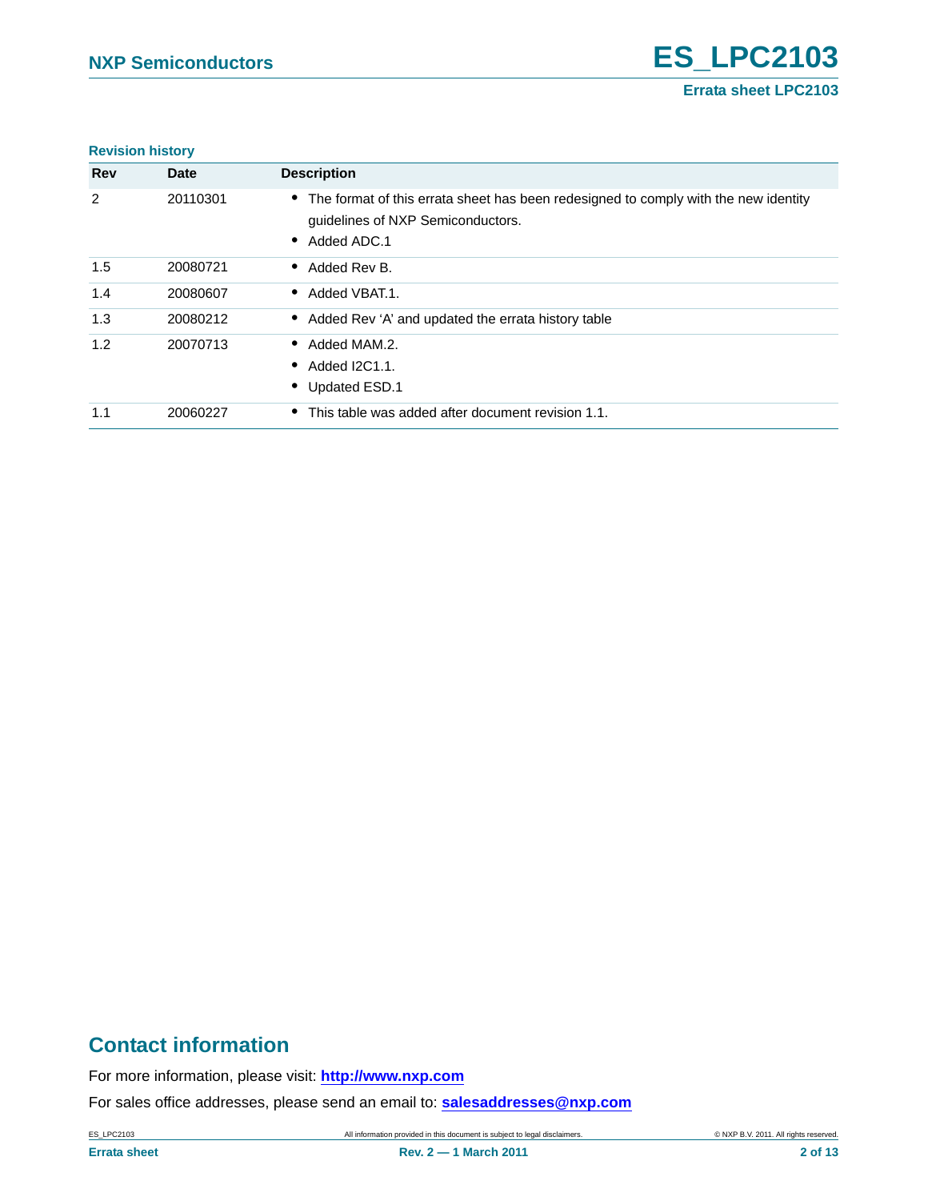**Revision history**

| Rev | Date | Description |
|---|---|---|
| 2 | 20110301 | • The format of this errata sheet has been redesigned to comply with the new identity guidelines of NXP Semiconductors.<br>• Added ADC.1 |
| 1.5 | 20080721 | • Added Rev B. |
| 1.4 | 20080607 | • Added VBAT.1. |
| 1.3 | 20080212 | • Added Rev 'A' and updated the errata history table |
| 1.2 | 20070713 | • Added MAM.2.<br>• Added I2C1.1.<br>• Updated ESD.1 |
| 1.1 | 20060227 | • This table was added after document revision 1.1. |

## Contact information

For more information, please visit: **http://www.nxp.com**

For sales office addresses, please send an email to: **salesaddresses@nxp.com**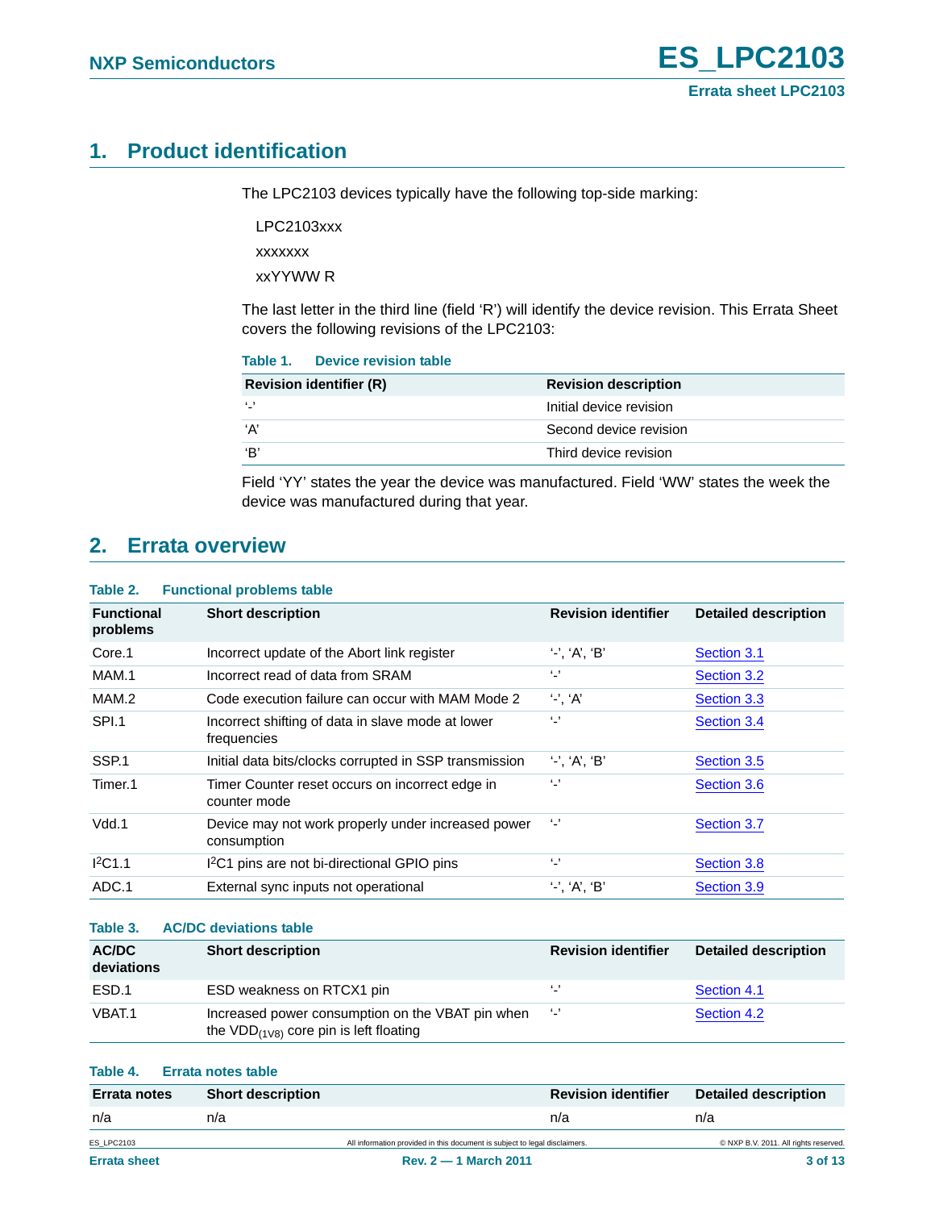## 1. Product identification

The LPC2103 devices typically have the following top-side marking:

LPC2103xxx

xxxxxxx

xxYYWW R

The last letter in the third line (field ‘R’) will identify the device revision. This Errata Sheet covers the following revisions of the LPC2103:

**Table 1. Device revision table**

| Revision identifier (R) | Revision description |
|---|---|
| ‘-’ | Initial device revision |
| ‘A’ | Second device revision |
| ‘B’ | Third device revision |

Field ‘YY’ states the year the device was manufactured. Field ‘WW’ states the week the device was manufactured during that year.

## 2. Errata overview

**Table 2. Functional problems table**

| Functional problems | Short description | Revision identifier | Detailed description |
|---|---|---|---|
| Core.1 | Incorrect update of the Abort link register | ‘-’, ‘A’, ‘B’ | Section 3.1 |
| MAM.1 | Incorrect read of data from SRAM | ‘-’ | Section 3.2 |
| MAM.2 | Code execution failure can occur with MAM Mode 2 | ‘-’, ‘A’ | Section 3.3 |
| SPI.1 | Incorrect shifting of data in slave mode at lower frequencies | ‘-’ | Section 3.4 |
| SSP.1 | Initial data bits/clocks corrupted in SSP transmission | ‘-’, ‘A’, ‘B’ | Section 3.5 |
| Timer.1 | Timer Counter reset occurs on incorrect edge in counter mode | ‘-’ | Section 3.6 |
| Vdd.1 | Device may not work properly under increased power consumption | ‘-’ | Section 3.7 |
| $I^2C1.1$ | $I^2C1$ pins are not bi-directional GPIO pins | ‘-’ | Section 3.8 |
| ADC.1 | External sync inputs not operational | ‘-’, ‘A’, ‘B’ | Section 3.9 |

**Table 3. AC/DC deviations table**

| AC/DC deviations | Short description | Revision identifier | Detailed description |
|---|---|---|---|
| ESD.1 | ESD weakness on RTCX1 pin | ‘-’ | Section 4.1 |
| VBAT.1 | Increased power consumption on the VBAT pin when the $V_{DD(1V8)}$ core pin is left floating | ‘-’ | Section 4.2 |

**Table 4. Errata notes table**

| Errata notes | Short description | Revision identifier | Detailed description |
|---|---|---|---|
| n/a | n/a | n/a | n/a |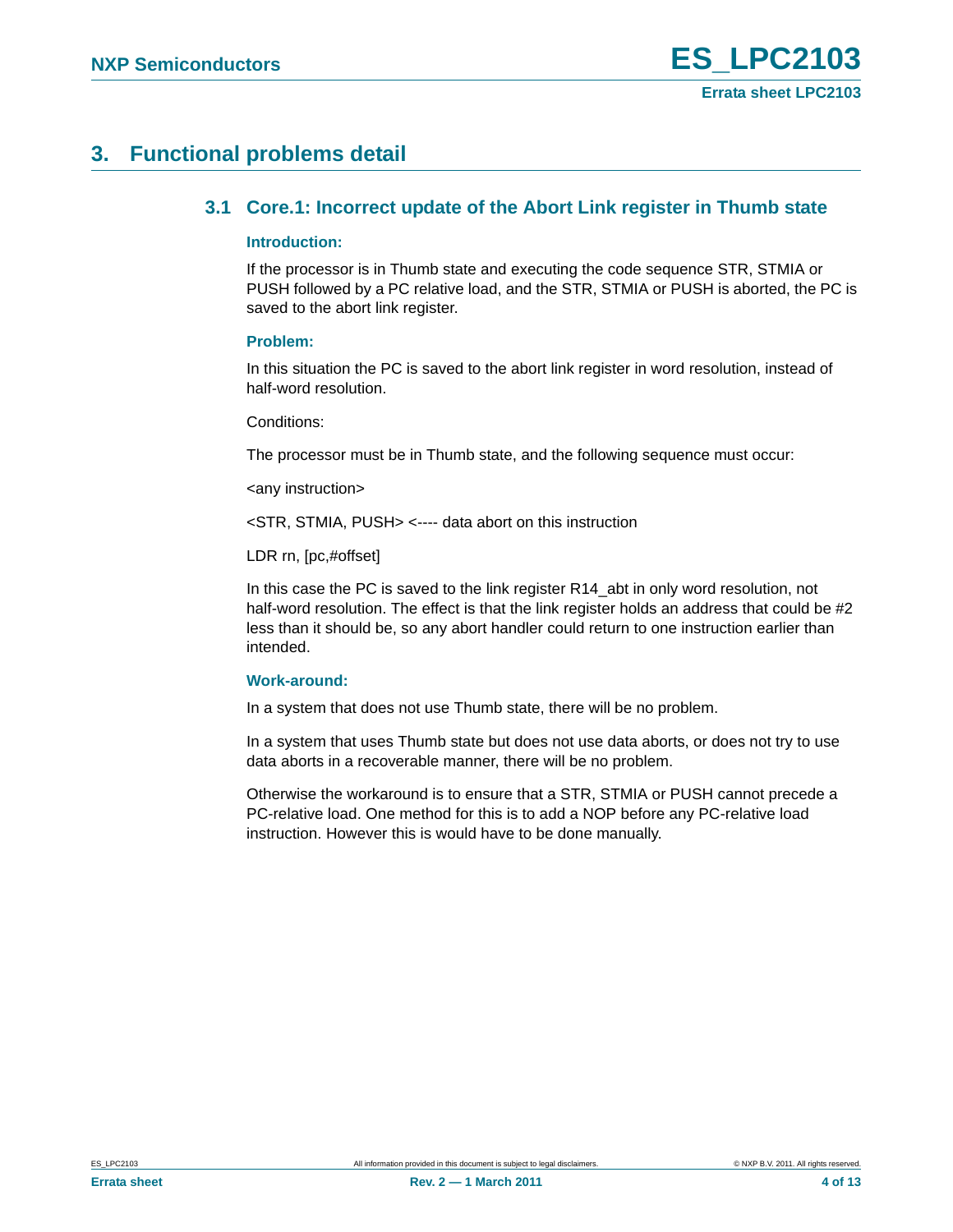# 3. Functional problems detail

## 3.1 Core.1: Incorrect update of the Abort Link register in Thumb state

### Introduction:

If the processor is in Thumb state and executing the code sequence STR, STMIA or PUSH followed by a PC relative load, and the STR, STMIA or PUSH is aborted, the PC is saved to the abort link register.

### Problem:

In this situation the PC is saved to the abort link register in word resolution, instead of half-word resolution.

Conditions:

The processor must be in Thumb state, and the following sequence must occur:

<any instruction>

<STR, STMIA, PUSH> <---- data abort on this instruction

LDR rn, [pc,#offset]

In this case the PC is saved to the link register R14_abt in only word resolution, not half-word resolution. The effect is that the link register holds an address that could be #2 less than it should be, so any abort handler could return to one instruction earlier than intended.

### Work-around:

In a system that does not use Thumb state, there will be no problem.

In a system that uses Thumb state but does not use data aborts, or does not try to use data aborts in a recoverable manner, there will be no problem.

Otherwise the workaround is to ensure that a STR, STMIA or PUSH cannot precede a PC-relative load. One method for this is to add a NOP before any PC-relative load instruction. However this is would have to be done manually.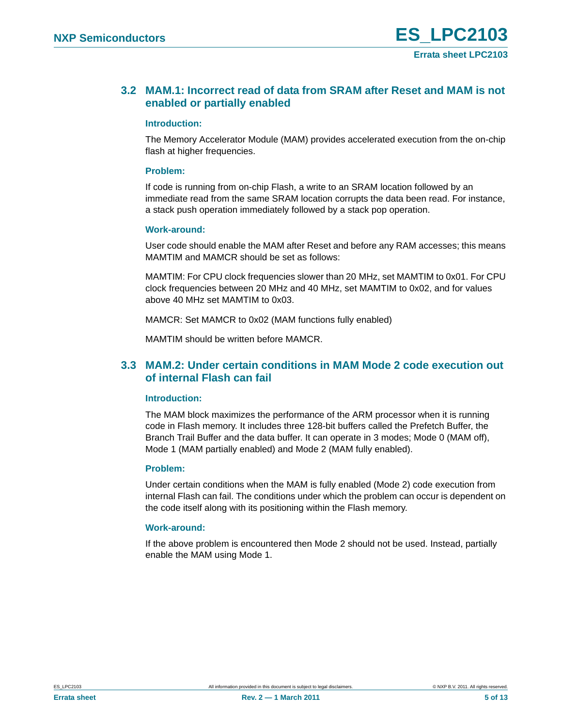## 3.2 MAM.1: Incorrect read of data from SRAM after Reset and MAM is not enabled or partially enabled

#### Introduction:

The Memory Accelerator Module (MAM) provides accelerated execution from the on-chip flash at higher frequencies.

#### Problem:

If code is running from on-chip Flash, a write to an SRAM location followed by an immediate read from the same SRAM location corrupts the data been read. For instance, a stack push operation immediately followed by a stack pop operation.

#### Work-around:

User code should enable the MAM after Reset and before any RAM accesses; this means MAMTIM and MAMCR should be set as follows:

MAMTIM: For CPU clock frequencies slower than 20 MHz, set MAMTIM to 0x01. For CPU clock frequencies between 20 MHz and 40 MHz, set MAMTIM to 0x02, and for values above 40 MHz set MAMTIM to 0x03.

MAMCR: Set MAMCR to 0x02 (MAM functions fully enabled)

MAMTIM should be written before MAMCR.

## 3.3 MAM.2: Under certain conditions in MAM Mode 2 code execution out of internal Flash can fail

#### Introduction:

The MAM block maximizes the performance of the ARM processor when it is running code in Flash memory. It includes three 128-bit buffers called the Prefetch Buffer, the Branch Trail Buffer and the data buffer. It can operate in 3 modes; Mode 0 (MAM off), Mode 1 (MAM partially enabled) and Mode 2 (MAM fully enabled).

#### Problem:

Under certain conditions when the MAM is fully enabled (Mode 2) code execution from internal Flash can fail. The conditions under which the problem can occur is dependent on the code itself along with its positioning within the Flash memory.

#### Work-around:

If the above problem is encountered then Mode 2 should not be used. Instead, partially enable the MAM using Mode 1.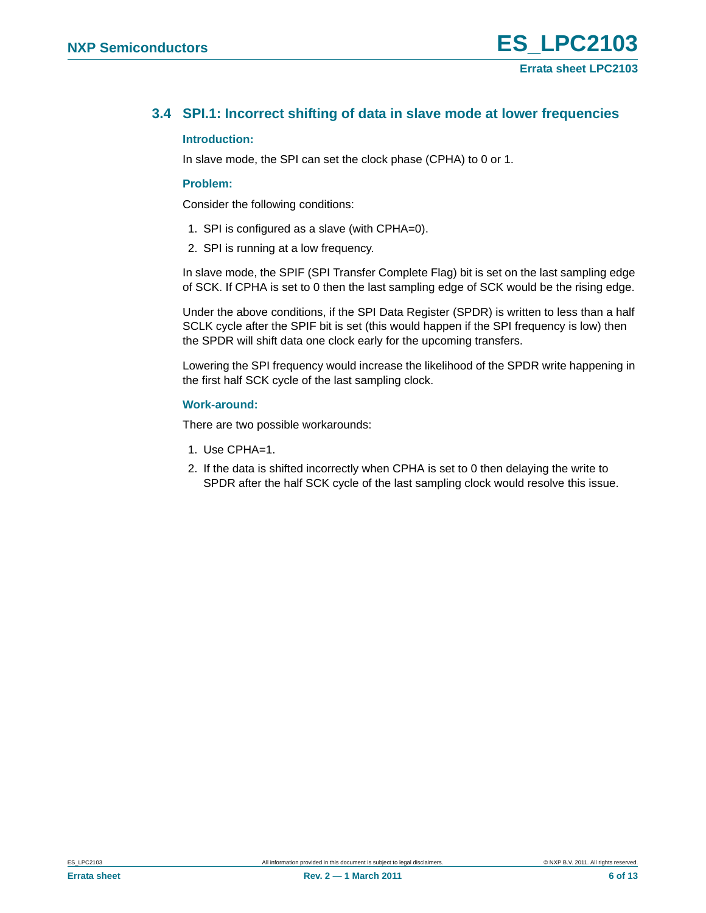### 3.4 SPI.1: Incorrect shifting of data in slave mode at lower frequencies

**Introduction:**

In slave mode, the SPI can set the clock phase (CPHA) to 0 or 1.

**Problem:**

Consider the following conditions:

1. SPI is configured as a slave (with CPHA=0).
2. SPI is running at a low frequency.

In slave mode, the SPIF (SPI Transfer Complete Flag) bit is set on the last sampling edge of SCK. If CPHA is set to 0 then the last sampling edge of SCK would be the rising edge.

Under the above conditions, if the SPI Data Register (SPDR) is written to less than a half SCLK cycle after the SPIF bit is set (this would happen if the SPI frequency is low) then the SPDR will shift data one clock early for the upcoming transfers.

Lowering the SPI frequency would increase the likelihood of the SPDR write happening in the first half SCK cycle of the last sampling clock.

**Work-around:**

There are two possible workarounds:

1. Use CPHA=1.
2. If the data is shifted incorrectly when CPHA is set to 0 then delaying the write to SPDR after the half SCK cycle of the last sampling clock would resolve this issue.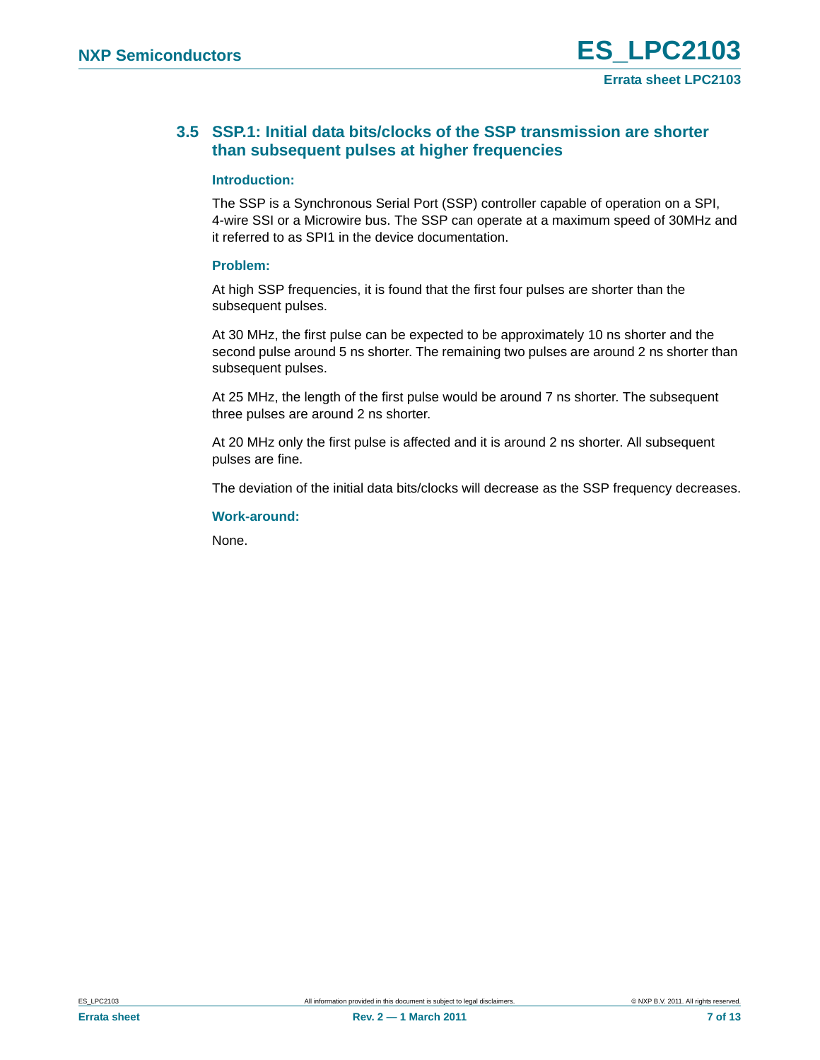### 3.5 SSP.1: Initial data bits/clocks of the SSP transmission are shorter than subsequent pulses at higher frequencies

**Introduction:**

The SSP is a Synchronous Serial Port (SSP) controller capable of operation on a SPI, 4-wire SSI or a Microwire bus. The SSP can operate at a maximum speed of 30MHz and it referred to as SPI1 in the device documentation.

**Problem:**

At high SSP frequencies, it is found that the first four pulses are shorter than the subsequent pulses.

At 30 MHz, the first pulse can be expected to be approximately 10 ns shorter and the second pulse around 5 ns shorter. The remaining two pulses are around 2 ns shorter than subsequent pulses.

At 25 MHz, the length of the first pulse would be around 7 ns shorter. The subsequent three pulses are around 2 ns shorter.

At 20 MHz only the first pulse is affected and it is around 2 ns shorter. All subsequent pulses are fine.

The deviation of the initial data bits/clocks will decrease as the SSP frequency decreases.

**Work-around:**

None.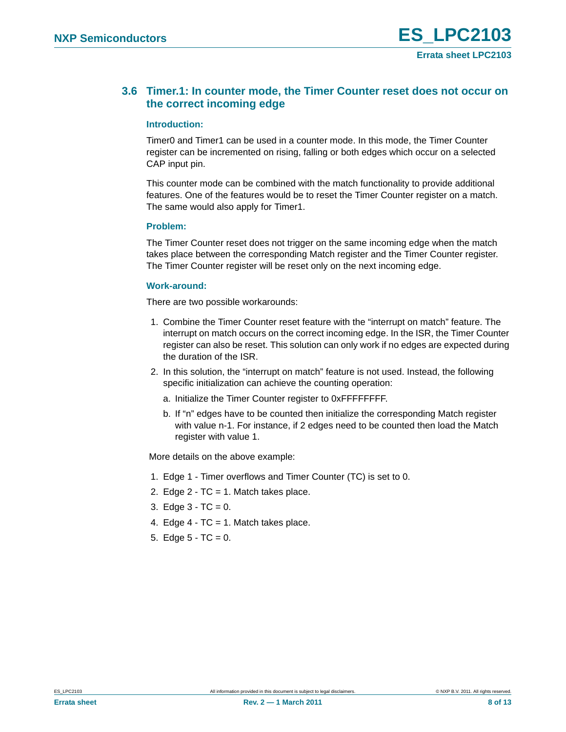### 3.6 Timer.1: In counter mode, the Timer Counter reset does not occur on the correct incoming edge

#### Introduction:

Timer0 and Timer1 can be used in a counter mode. In this mode, the Timer Counter register can be incremented on rising, falling or both edges which occur on a selected CAP input pin.

This counter mode can be combined with the match functionality to provide additional features. One of the features would be to reset the Timer Counter register on a match. The same would also apply for Timer1.

#### Problem:

The Timer Counter reset does not trigger on the same incoming edge when the match takes place between the corresponding Match register and the Timer Counter register. The Timer Counter register will be reset only on the next incoming edge.

#### Work-around:

There are two possible workarounds:

1. Combine the Timer Counter reset feature with the “interrupt on match” feature. The interrupt on match occurs on the correct incoming edge. In the ISR, the Timer Counter register can also be reset. This solution can only work if no edges are expected during the duration of the ISR.
2. In this solution, the “interrupt on match” feature is not used. Instead, the following specific initialization can achieve the counting operation:
   a. Initialize the Timer Counter register to 0xFFFFFFFF.
   b. If “n” edges have to be counted then initialize the corresponding Match register with value n-1. For instance, if 2 edges need to be counted then load the Match register with value 1.

More details on the above example:

1. Edge 1 - Timer overflows and Timer Counter (TC) is set to 0.
2. Edge 2 - TC = 1. Match takes place.
3. Edge 3 - TC = 0.
4. Edge 4 - TC = 1. Match takes place.
5. Edge 5 - TC = 0.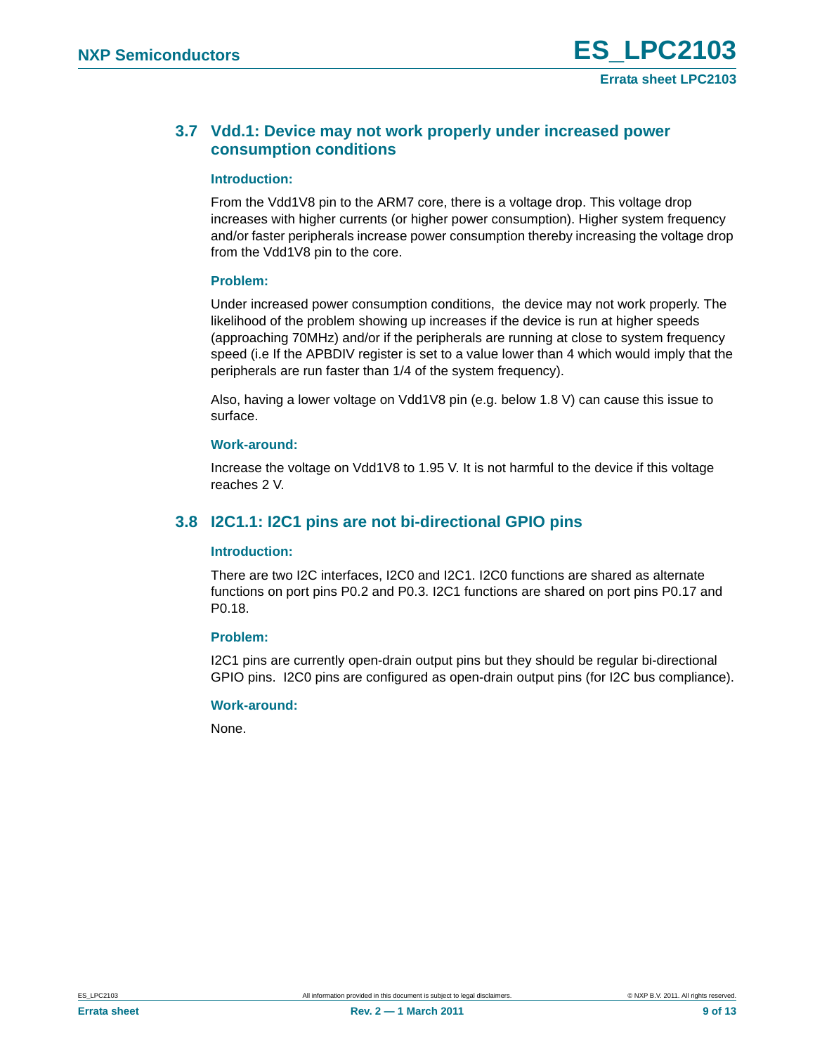### 3.7 Vdd.1: Device may not work properly under increased power consumption conditions

#### Introduction:

From the Vdd1V8 pin to the ARM7 core, there is a voltage drop. This voltage drop increases with higher currents (or higher power consumption). Higher system frequency and/or faster peripherals increase power consumption thereby increasing the voltage drop from the Vdd1V8 pin to the core.

#### Problem:

Under increased power consumption conditions, the device may not work properly. The likelihood of the problem showing up increases if the device is run at higher speeds (approaching 70MHz) and/or if the peripherals are running at close to system frequency speed (i.e If the APBDIV register is set to a value lower than 4 which would imply that the peripherals are run faster than 1/4 of the system frequency).

Also, having a lower voltage on Vdd1V8 pin (e.g. below 1.8 V) can cause this issue to surface.

#### Work-around:

Increase the voltage on Vdd1V8 to 1.95 V. It is not harmful to the device if this voltage reaches 2 V.

### 3.8 I2C1.1: I2C1 pins are not bi-directional GPIO pins

#### Introduction:

There are two I2C interfaces, I2C0 and I2C1. I2C0 functions are shared as alternate functions on port pins P0.2 and P0.3. I2C1 functions are shared on port pins P0.17 and P0.18.

#### Problem:

I2C1 pins are currently open-drain output pins but they should be regular bi-directional GPIO pins. I2C0 pins are configured as open-drain output pins (for I2C bus compliance).

#### Work-around:

None.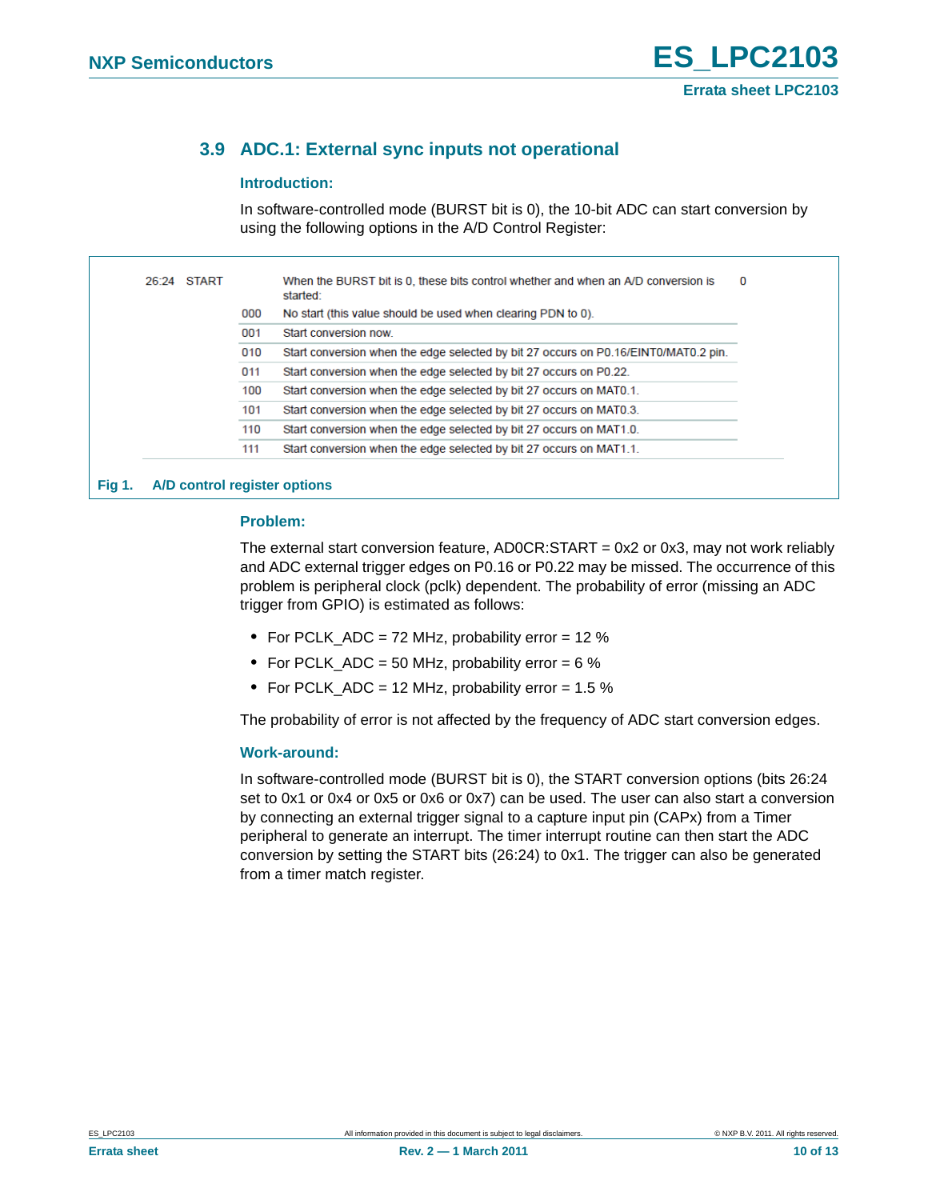### 3.9 ADC.1: External sync inputs not operational

#### Introduction:

In software-controlled mode (BURST bit is 0), the 10-bit ADC can start conversion by using the following options in the A/D Control Register:

| Bit | Symbol | Value | Description | Reset value |
|---|---|---|---|---|
| 26:24 | START | | When the BURST bit is 0, these bits control whether and when an A/D conversion is started: | 0 |
| | | 000 | No start (this value should be used when clearing PDN to 0). | |
| | | 001 | Start conversion now. | |
| | | 010 | Start conversion when the edge selected by bit 27 occurs on P0.16/EINT0/MAT0.2 pin. | |
| | | 011 | Start conversion when the edge selected by bit 27 occurs on P0.22. | |
| | | 100 | Start conversion when the edge selected by bit 27 occurs on MAT0.1. | |
| | | 101 | Start conversion when the edge selected by bit 27 occurs on MAT0.3. | |
| | | 110 | Start conversion when the edge selected by bit 27 occurs on MAT1.0. | |
| | | 111 | Start conversion when the edge selected by bit 27 occurs on MAT1.1. | |

**Fig 1. A/D control register options**

#### Problem:

The external start conversion feature, AD0CR:START = 0x2 or 0x3, may not work reliably and ADC external trigger edges on P0.16 or P0.22 may be missed. The occurrence of this problem is peripheral clock (pclk) dependent. The probability of error (missing an ADC trigger from GPIO) is estimated as follows:

- For PCLK_ADC = 72 MHz, probability error = 12 %
- For PCLK_ADC = 50 MHz, probability error = 6 %
- For PCLK_ADC = 12 MHz, probability error = 1.5 %

The probability of error is not affected by the frequency of ADC start conversion edges.

#### Work-around:

In software-controlled mode (BURST bit is 0), the START conversion options (bits 26:24 set to 0x1 or 0x4 or 0x5 or 0x6 or 0x7) can be used. The user can also start a conversion by connecting an external trigger signal to a capture input pin (CAPx) from a Timer peripheral to generate an interrupt. The timer interrupt routine can then start the ADC conversion by setting the START bits (26:24) to 0x1. The trigger can also be generated from a timer match register.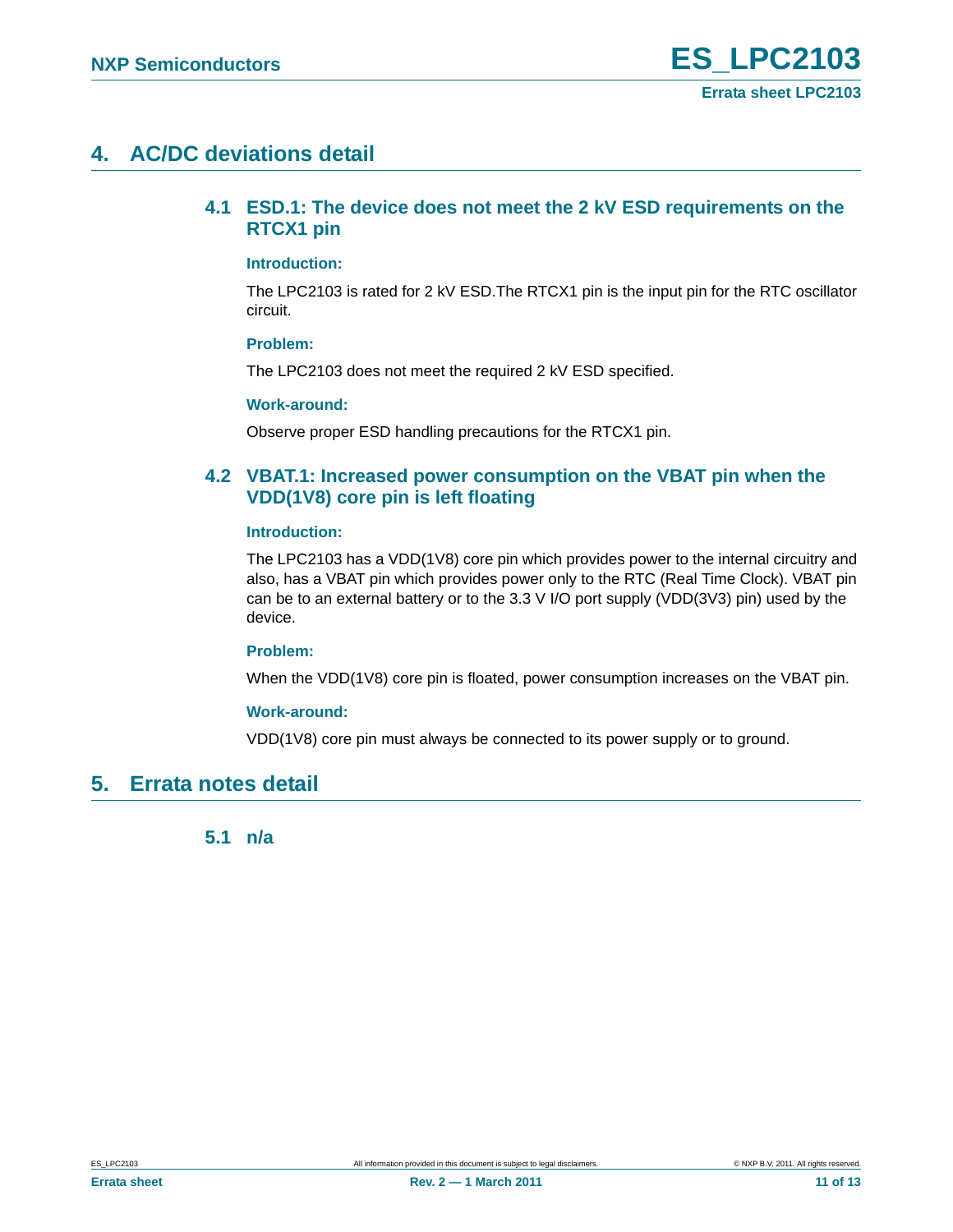# 4. AC/DC deviations detail

## 4.1 ESD.1: The device does not meet the 2 kV ESD requirements on the RTCX1 pin

**Introduction:**

The LPC2103 is rated for 2 kV ESD.The RTCX1 pin is the input pin for the RTC oscillator circuit.

**Problem:**

The LPC2103 does not meet the required 2 kV ESD specified.

**Work-around:**

Observe proper ESD handling precautions for the RTCX1 pin.

## 4.2 VBAT.1: Increased power consumption on the VBAT pin when the VDD(1V8) core pin is left floating

**Introduction:**

The LPC2103 has a VDD(1V8) core pin which provides power to the internal circuitry and also, has a VBAT pin which provides power only to the RTC (Real Time Clock). VBAT pin can be to an external battery or to the 3.3 V I/O port supply (VDD(3V3) pin) used by the device.

**Problem:**

When the VDD(1V8) core pin is floated, power consumption increases on the VBAT pin.

**Work-around:**

VDD(1V8) core pin must always be connected to its power supply or to ground.

# 5. Errata notes detail

## 5.1 n/a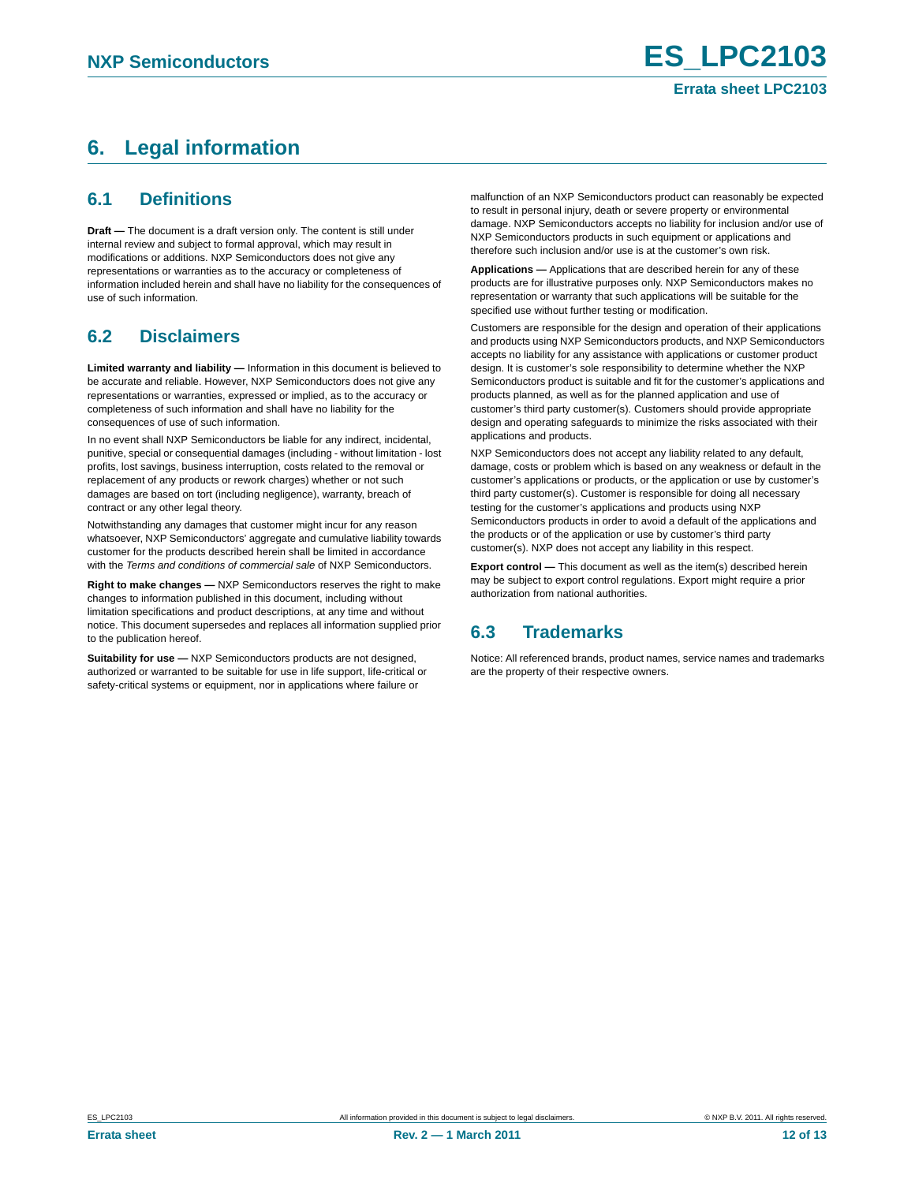# 6. Legal information

## 6.1 Definitions

**Draft —** The document is a draft version only. The content is still under internal review and subject to formal approval, which may result in modifications or additions. NXP Semiconductors does not give any representations or warranties as to the accuracy or completeness of information included herein and shall have no liability for the consequences of use of such information.

## 6.2 Disclaimers

**Limited warranty and liability —** Information in this document is believed to be accurate and reliable. However, NXP Semiconductors does not give any representations or warranties, expressed or implied, as to the accuracy or completeness of such information and shall have no liability for the consequences of use of such information.

In no event shall NXP Semiconductors be liable for any indirect, incidental, punitive, special or consequential damages (including - without limitation - lost profits, lost savings, business interruption, costs related to the removal or replacement of any products or rework charges) whether or not such damages are based on tort (including negligence), warranty, breach of contract or any other legal theory.

Notwithstanding any damages that customer might incur for any reason whatsoever, NXP Semiconductors' aggregate and cumulative liability towards customer for the products described herein shall be limited in accordance with the *Terms and conditions of commercial sale* of NXP Semiconductors.

**Right to make changes —** NXP Semiconductors reserves the right to make changes to information published in this document, including without limitation specifications and product descriptions, at any time and without notice. This document supersedes and replaces all information supplied prior to the publication hereof.

**Suitability for use —** NXP Semiconductors products are not designed, authorized or warranted to be suitable for use in life support, life-critical or safety-critical systems or equipment, nor in applications where failure or malfunction of an NXP Semiconductors product can reasonably be expected to result in personal injury, death or severe property or environmental damage. NXP Semiconductors accepts no liability for inclusion and/or use of NXP Semiconductors products in such equipment or applications and therefore such inclusion and/or use is at the customer's own risk.

**Applications —** Applications that are described herein for any of these products are for illustrative purposes only. NXP Semiconductors makes no representation or warranty that such applications will be suitable for the specified use without further testing or modification.

Customers are responsible for the design and operation of their applications and products using NXP Semiconductors products, and NXP Semiconductors accepts no liability for any assistance with applications or customer product design. It is customer's sole responsibility to determine whether the NXP Semiconductors product is suitable and fit for the customer's applications and products planned, as well as for the planned application and use of customer's third party customer(s). Customers should provide appropriate design and operating safeguards to minimize the risks associated with their applications and products.

NXP Semiconductors does not accept any liability related to any default, damage, costs or problem which is based on any weakness or default in the customer's applications or products, or the application or use by customer's third party customer(s). Customer is responsible for doing all necessary testing for the customer's applications and products using NXP Semiconductors products in order to avoid a default of the applications and the products or of the application or use by customer's third party customer(s). NXP does not accept any liability in this respect.

**Export control —** This document as well as the item(s) described herein may be subject to export control regulations. Export might require a prior authorization from national authorities.

## 6.3 Trademarks

Notice: All referenced brands, product names, service names and trademarks are the property of their respective owners.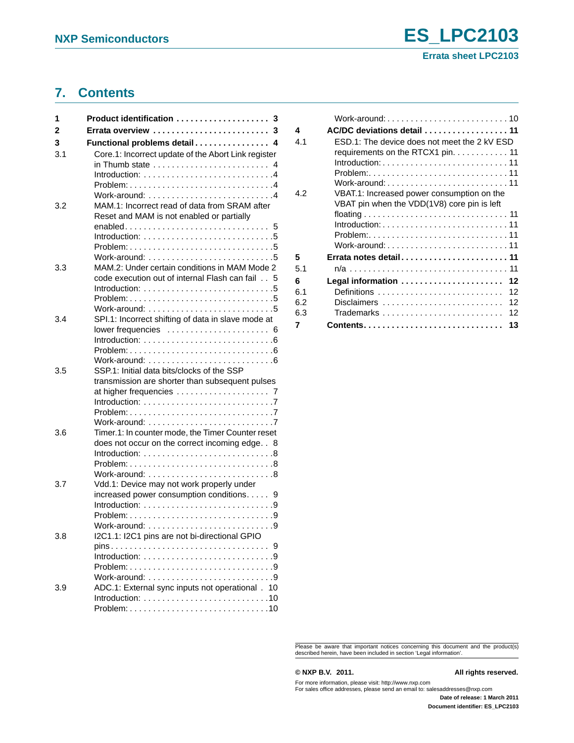## 7. Contents

**1 Product identification . . . . . . . . . . . . . . . . . . . . 3**
**2 Errata overview . . . . . . . . . . . . . . . . . . . . . . . . . 3**
**3 Functional problems detail . . . . . . . . . . . . . . . . 4**
3.1 Core.1: Incorrect update of the Abort Link register in Thumb state . . . . . . . . . . . . . . . . . . . . . . . . . 4
Introduction: . . . . . . . . . . . . . . . . . . . . . . . . . . . .4
Problem: . . . . . . . . . . . . . . . . . . . . . . . . . . . . . .4
Work-around: . . . . . . . . . . . . . . . . . . . . . . . . . .4
3.2 MAM.1: Incorrect read of data from SRAM after Reset and MAM is not enabled or partially enabled. . . . . . . . . . . . . . . . . . . . . . . . . . . . . . 5
Introduction: . . . . . . . . . . . . . . . . . . . . . . . . . . . .5
Problem: . . . . . . . . . . . . . . . . . . . . . . . . . . . . . .5
Work-around: . . . . . . . . . . . . . . . . . . . . . . . . . .5
3.3 MAM.2: Under certain conditions in MAM Mode 2 code execution out of internal Flash can fail . . 5
Introduction: . . . . . . . . . . . . . . . . . . . . . . . . . . . .5
Problem: . . . . . . . . . . . . . . . . . . . . . . . . . . . . . .5
Work-around: . . . . . . . . . . . . . . . . . . . . . . . . . .5
3.4 SPI.1: Incorrect shifting of data in slave mode at lower frequencies . . . . . . . . . . . . . . . . . . . . . . 6
Introduction: . . . . . . . . . . . . . . . . . . . . . . . . . . . .6
Problem: . . . . . . . . . . . . . . . . . . . . . . . . . . . . . .6
Work-around: . . . . . . . . . . . . . . . . . . . . . . . . . .6
3.5 SSP.1: Initial data bits/clocks of the SSP transmission are shorter than subsequent pulses at higher frequencies . . . . . . . . . . . . . . . . . . . . 7
Introduction: . . . . . . . . . . . . . . . . . . . . . . . . . . . .7
Problem: . . . . . . . . . . . . . . . . . . . . . . . . . . . . . .7
Work-around: . . . . . . . . . . . . . . . . . . . . . . . . . .7
3.6 Timer.1: In counter mode, the Timer Counter reset does not occur on the correct incoming edge. . 8
Introduction: . . . . . . . . . . . . . . . . . . . . . . . . . . . .8
Problem: . . . . . . . . . . . . . . . . . . . . . . . . . . . . . .8
Work-around: . . . . . . . . . . . . . . . . . . . . . . . . . .8
3.7 Vdd.1: Device may not work properly under increased power consumption conditions. . . . . 9
Introduction: . . . . . . . . . . . . . . . . . . . . . . . . . . . .9
Problem: . . . . . . . . . . . . . . . . . . . . . . . . . . . . . .9
Work-around: . . . . . . . . . . . . . . . . . . . . . . . . . .9
3.8 I2C1.1: I2C1 pins are not bi-directional GPIO pins . . . . . . . . . . . . . . . . . . . . . . . . . . . . . . . . . 9
Introduction: . . . . . . . . . . . . . . . . . . . . . . . . . . . .9
Problem: . . . . . . . . . . . . . . . . . . . . . . . . . . . . . .9
Work-around: . . . . . . . . . . . . . . . . . . . . . . . . . .9
3.9 ADC.1: External sync inputs not operational . 10
Introduction: . . . . . . . . . . . . . . . . . . . . . . . . . . .10
Problem: . . . . . . . . . . . . . . . . . . . . . . . . . . . . .10
Work-around: . . . . . . . . . . . . . . . . . . . . . . . . . 10
**4 AC/DC deviations detail . . . . . . . . . . . . . . . . . . 11**
4.1 ESD.1: The device does not meet the 2 kV ESD requirements on the RTCX1 pin. . . . . . . . . . . . 11
Introduction: . . . . . . . . . . . . . . . . . . . . . . . . . . . 11
Problem:. . . . . . . . . . . . . . . . . . . . . . . . . . . . . . 11
Work-around: . . . . . . . . . . . . . . . . . . . . . . . . . . 11
4.2 VBAT.1: Increased power consumption on the VBAT pin when the VDD(1V8) core pin is left floating . . . . . . . . . . . . . . . . . . . . . . . . . . . . . . . 11
Introduction: . . . . . . . . . . . . . . . . . . . . . . . . . . . 11
Problem:. . . . . . . . . . . . . . . . . . . . . . . . . . . . . . 11
Work-around: . . . . . . . . . . . . . . . . . . . . . . . . . . 11
**5 Errata notes detail . . . . . . . . . . . . . . . . . . . . . . . 11**
5.1 n/a . . . . . . . . . . . . . . . . . . . . . . . . . . . . . . . . . 11
**6 Legal information . . . . . . . . . . . . . . . . . . . . . . 12**
6.1 Definitions . . . . . . . . . . . . . . . . . . . . . . . . . . 12
6.2 Disclaimers . . . . . . . . . . . . . . . . . . . . . . . . . 12
6.3 Trademarks . . . . . . . . . . . . . . . . . . . . . . . . . 12
**7 Contents. . . . . . . . . . . . . . . . . . . . . . . . . . . . . 13**

Please be aware that important notices concerning this document and the product(s) described herein, have been included in section 'Legal information'.

**© NXP B.V. 2011.** **All rights reserved.**

For more information, please visit: http://www.nxp.com
For sales office addresses, please send an email to: salesaddresses@nxp.com

**Date of release: 1 March 2011**
**Document identifier: ES_LPC2103**